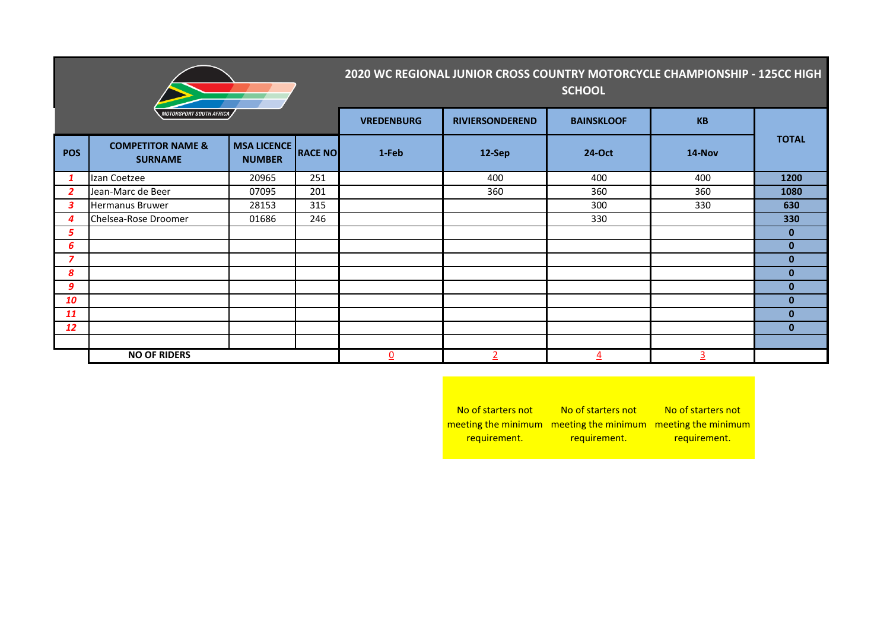# 2020 WC REGIONAL JUNIOR CROSS COUNTRY MOTORCYCLE CHAMPIONSHIP - 125CC HIGH SCHOOL

MOTORSPORT SOUTH AFRICA

| POS | COMPETITOR NAME & SURNAME | MSA LICENCE NUMBER | RACE NO | VREDENBURG 1-Feb | RIVIERSONDEREND 12-Sep | BAINSKLOOF 24-Oct | KB 14-Nov | TOTAL |
|---|---|---|---|---|---|---|---|---|
| *1* | Izan Coetzee | 20965 | 251 | | 400 | 400 | 400 | **1200** |
| *2* | Jean-Marc de Beer | 07095 | 201 | | 360 | 360 | 360 | **1080** |
| *3* | Hermanus Bruwer | 28153 | 315 | | | 300 | 330 | **630** |
| *4* | Chelsea-Rose Droomer | 01686 | 246 | | | 330 | | **330** |
| *5* | | | | | | | | **0** |
| *6* | | | | | | | | **0** |
| *7* | | | | | | | | **0** |
| *8* | | | | | | | | **0** |
| *9* | | | | | | | | **0** |
| *10* | | | | | | | | **0** |
| *11* | | | | | | | | **0** |
| *12* | | | | | | | | **0** |
| | | | | | | | | |
| | **NO OF RIDERS** | | | 0 | 2 | 4 | 3 | |

| RIVIERSONDEREND | BAINSKLOOF | KB |
|---|---|---|
| No of starters not meeting the minimum requirement. | No of starters not meeting the minimum requirement. | No of starters not meeting the minimum requirement. |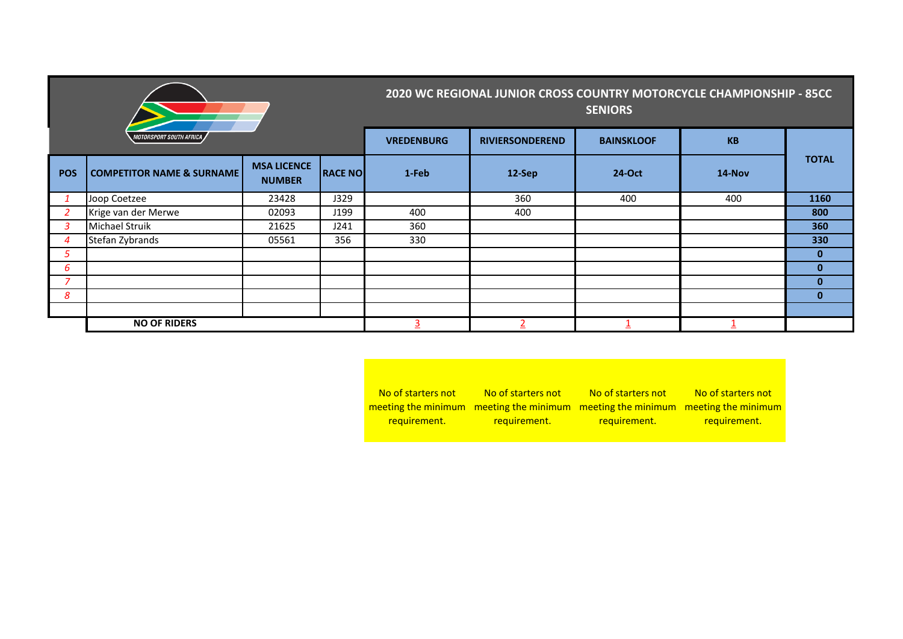## 2020 WC REGIONAL JUNIOR CROSS COUNTRY MOTORCYCLE CHAMPIONSHIP - 85CC SENIORS

| POS | COMPETITOR NAME & SURNAME | MSA LICENCE NUMBER | RACE NO | VREDENBURG 1-Feb | RIVIERSONDEREND 12-Sep | BAINSKLOOF 24-Oct | KB 14-Nov | TOTAL |
|---|---|---|---|---|---|---|---|---|
| *1* | Joop Coetzee | 23428 | J329 | | 360 | 400 | 400 | **1160** |
| *2* | Krige van der Merwe | 02093 | J199 | 400 | 400 | | | **800** |
| *3* | Michael Struik | 21625 | J241 | 360 | | | | **360** |
| *4* | Stefan Zybrands | 05561 | 356 | 330 | | | | **330** |
| *5* | | | | | | | | **0** |
| *6* | | | | | | | | **0** |
| *7* | | | | | | | | **0** |
| *8* | | | | | | | | **0** |
| | | | | | | | | |
| | **NO OF RIDERS** | | | 3 | 2 | 1 | 1 | |

| VREDENBURG | RIVIERSONDEREND | BAINSKLOOF | KB |
|---|---|---|---|
| No of starters not meeting the minimum requirement. | No of starters not meeting the minimum requirement. | No of starters not meeting the minimum requirement. | No of starters not meeting the minimum requirement. |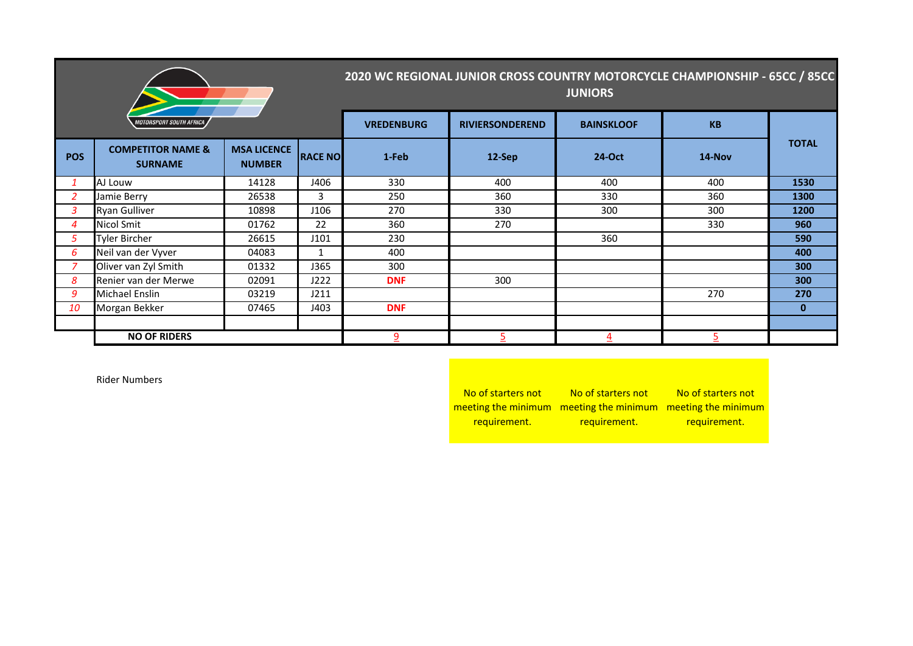# 2020 WC REGIONAL JUNIOR CROSS COUNTRY MOTORCYCLE CHAMPIONSHIP - 65CC / 85CC JUNIORS

| POS | COMPETITOR NAME & SURNAME | MSA LICENCE NUMBER | RACE NO | VREDENBURG 1-Feb | RIVIERSONDEREND 12-Sep | BAINSKLOOF 24-Oct | KB 14-Nov | TOTAL |
|---|---|---|---|---|---|---|---|---|
| 1 | AJ Louw | 14128 | J406 | 330 | 400 | 400 | 400 | 1530 |
| 2 | Jamie Berry | 26538 | 3 | 250 | 360 | 330 | 360 | 1300 |
| 3 | Ryan Gulliver | 10898 | J106 | 270 | 330 | 300 | 300 | 1200 |
| 4 | Nicol Smit | 01762 | 22 | 360 | 270 | | 330 | 960 |
| 5 | Tyler Bircher | 26615 | J101 | 230 | | 360 | | 590 |
| 6 | Neil van der Vyver | 04083 | 1 | 400 | | | | 400 |
| 7 | Oliver van Zyl Smith | 01332 | J365 | 300 | | | | 300 |
| 8 | Renier van der Merwe | 02091 | J222 | DNF | 300 | | | 300 |
| 9 | Michael Enslin | 03219 | J211 | | | | 270 | 270 |
| 10 | Morgan Bekker | 07465 | J403 | DNF | | | | 0 |
| | | | | | | | | |
| | NO OF RIDERS | | | 9 | 5 | 4 | 5 | |

Rider Numbers

| | RIVIERSONDEREND | BAINSKLOOF | KB |
|---|---|---|---|
| | No of starters not meeting the minimum requirement. | No of starters not meeting the minimum requirement. | No of starters not meeting the minimum requirement. |